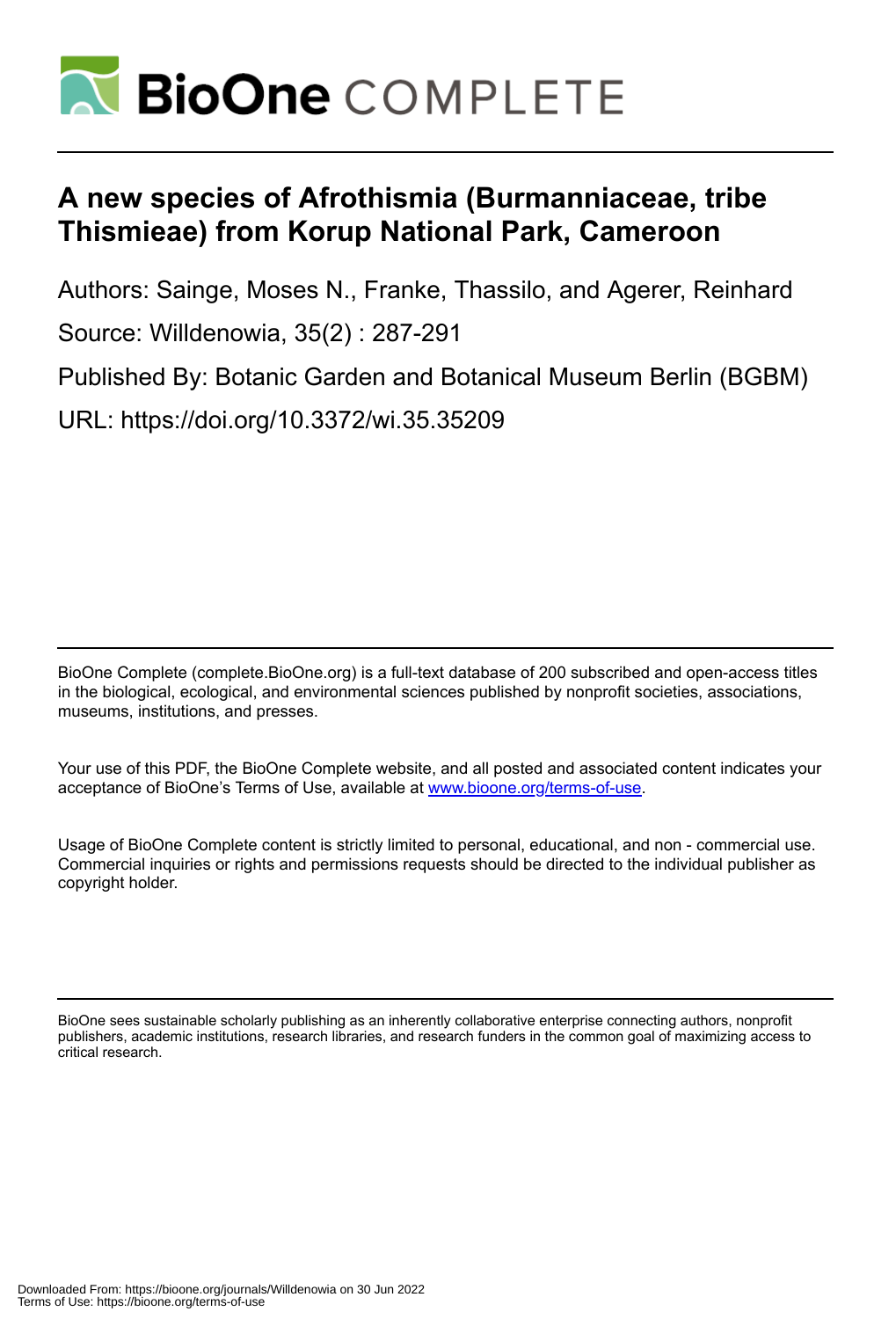# A new species of Afrothismia (Burmanniaceae, tribe Thismieae) from Korup National Park, Cameroon

Authors: Sainge, Moses N., Franke, Thassilo, and Agerer, Reinhard

Source: Willdenowia, 35(2) : 287-291

Published By: Botanic Garden and Botanical Museum Berlin (BGBM)

URL: https://doi.org/10.3372/wi.35.35209

BioOne Complete (complete.BioOne.org) is a full-text database of 200 subscribed and open-access titles in the biological, ecological, and environmental sciences published by nonprofit societies, associations, museums, institutions, and presses.

Your use of this PDF, the BioOne Complete website, and all posted and associated content indicates your acceptance of BioOne's Terms of Use, available at www.bioone.org/terms-of-use.

Usage of BioOne Complete content is strictly limited to personal, educational, and non - commercial use. Commercial inquiries or rights and permissions requests should be directed to the individual publisher as copyright holder.

BioOne sees sustainable scholarly publishing as an inherently collaborative enterprise connecting authors, nonprofit publishers, academic institutions, research libraries, and research funders in the common goal of maximizing access to critical research.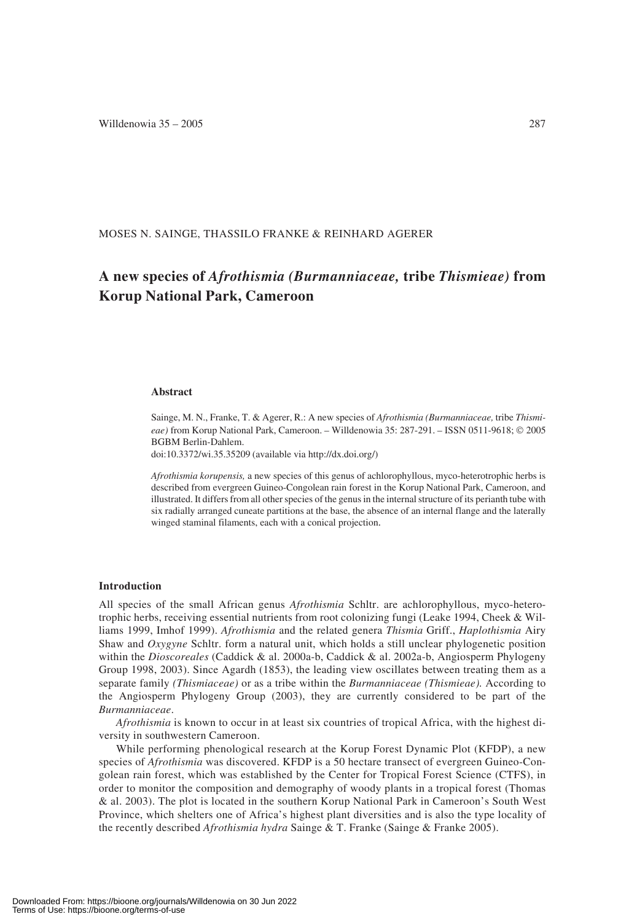MOSES N. SAINGE, THASSILO FRANKE & REINHARD AGERER

# A new species of *Afrothismia (Burmanniaceae,* tribe *Thismieae)* from Korup National Park, Cameroon

### Abstract

Sainge, M. N., Franke, T. & Agerer, R.: A new species of *Afrothismia (Burmanniaceae,* tribe *Thismieae)* from Korup National Park, Cameroon. – Willdenowia 35: 287-291. – ISSN 0511-9618; © 2005 BGBM Berlin-Dahlem.
doi:10.3372/wi.35.35209 (available via http://dx.doi.org/)

*Afrothismia korupensis,* a new species of this genus of achlorophyllous, myco-heterotrophic herbs is described from evergreen Guineo-Congolean rain forest in the Korup National Park, Cameroon, and illustrated. It differs from all other species of the genus in the internal structure of its perianth tube with six radially arranged cuneate partitions at the base, the absence of an internal flange and the laterally winged staminal filaments, each with a conical projection.

### Introduction

All species of the small African genus *Afrothismia* Schltr. are achlorophyllous, myco-heterotrophic herbs, receiving essential nutrients from root colonizing fungi (Leake 1994, Cheek & Williams 1999, Imhof 1999). *Afrothismia* and the related genera *Thismia* Griff., *Haplothismia* Airy Shaw and *Oxygyne* Schltr. form a natural unit, which holds a still unclear phylogenetic position within the *Dioscoreales* (Caddick & al. 2000a-b, Caddick & al. 2002a-b, Angiosperm Phylogeny Group 1998, 2003). Since Agardh (1853), the leading view oscillates between treating them as a separate family *(Thismiaceae)* or as a tribe within the *Burmanniaceae (Thismieae).* According to the Angiosperm Phylogeny Group (2003), they are currently considered to be part of the *Burmanniaceae*.

*Afrothismia* is known to occur in at least six countries of tropical Africa, with the highest diversity in southwestern Cameroon.

While performing phenological research at the Korup Forest Dynamic Plot (KFDP), a new species of *Afrothismia* was discovered. KFDP is a 50 hectare transect of evergreen Guineo-Congolean rain forest, which was established by the Center for Tropical Forest Science (CTFS), in order to monitor the composition and demography of woody plants in a tropical forest (Thomas & al. 2003). The plot is located in the southern Korup National Park in Cameroon's South West Province, which shelters one of Africa's highest plant diversities and is also the type locality of the recently described *Afrothismia hydra* Sainge & T. Franke (Sainge & Franke 2005).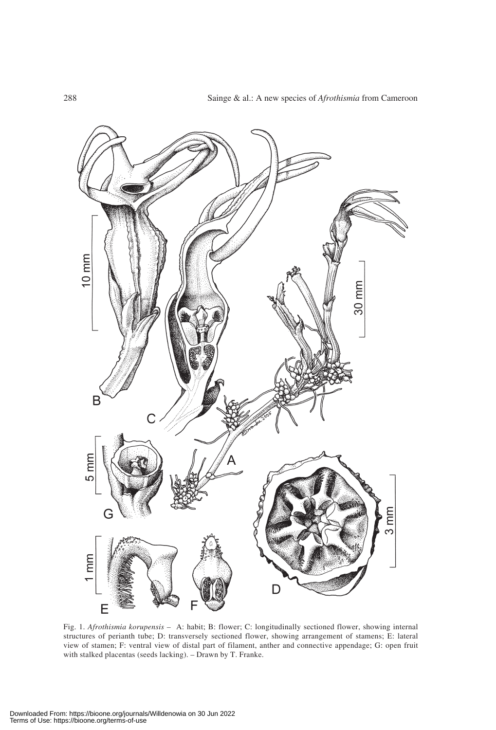Fig. 1. *Afrothismia korupensis* – A: habit; B: flower; C: longitudinally sectioned flower, showing internal structures of perianth tube; D: transversely sectioned flower, showing arrangement of stamens; E: lateral view of stamen; F: ventral view of distal part of filament, anther and connective appendage; G: open fruit with stalked placentas (seeds lacking). – Drawn by T. Franke.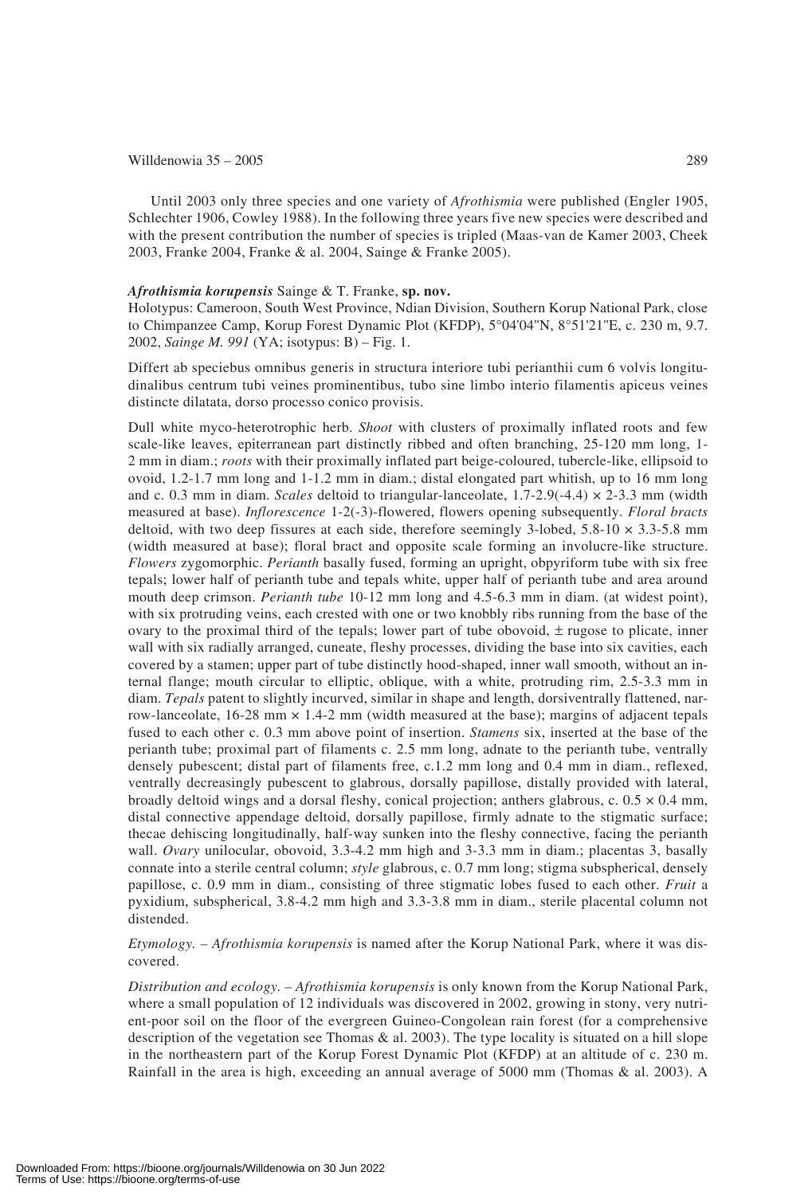Until 2003 only three species and one variety of *Afrothismia* were published (Engler 1905, Schlechter 1906, Cowley 1988). In the following three years five new species were described and with the present contribution the number of species is tripled (Maas-van de Kamer 2003, Cheek 2003, Franke 2004, Franke & al. 2004, Sainge & Franke 2005).

***Afrothismia korupensis*** **Sainge & T. Franke, sp. nov.**

Holotypus: Cameroon, South West Province, Ndian Division, Southern Korup National Park, close to Chimpanzee Camp, Korup Forest Dynamic Plot (KFDP), 5°04'04"N, 8°51'21"E, c. 230 m, 9.7. 2002, *Sainge M. 991* (YA; isotypus: B) – Fig. 1.

Differt ab speciebus omnibus generis in structura interiore tubi perianthii cum 6 volvis longitudinalibus centrum tubi veines prominentibus, tubo sine limbo interio filamentis apiceus veines distincte dilatata, dorso processo conico provisis.

Dull white myco-heterotrophic herb. *Shoot* with clusters of proximally inflated roots and few scale-like leaves, epiterranean part distinctly ribbed and often branching, 25-120 mm long, 1-2 mm in diam.; *roots* with their proximally inflated part beige-coloured, tubercle-like, ellipsoid to ovoid, 1.2-1.7 mm long and 1-1.2 mm in diam.; distal elongated part whitish, up to 16 mm long and c. 0.3 mm in diam. *Scales* deltoid to triangular-lanceolate, 1.7-2.9(-4.4) × 2-3.3 mm (width measured at base). *Inflorescence* 1-2(-3)-flowered, flowers opening subsequently. *Floral bracts* deltoid, with two deep fissures at each side, therefore seemingly 3-lobed, 5.8-10 × 3.3-5.8 mm (width measured at base); floral bract and opposite scale forming an involucre-like structure. *Flowers* zygomorphic. *Perianth* basally fused, forming an upright, obpyriform tube with six free tepals; lower half of perianth tube and tepals white, upper half of perianth tube and area around mouth deep crimson. *Perianth tube* 10-12 mm long and 4.5-6.3 mm in diam. (at widest point), with six protruding veins, each crested with one or two knobbly ribs running from the base of the ovary to the proximal third of the tepals; lower part of tube obovoid, ± rugose to plicate, inner wall with six radially arranged, cuneate, fleshy processes, dividing the base into six cavities, each covered by a stamen; upper part of tube distinctly hood-shaped, inner wall smooth, without an internal flange; mouth circular to elliptic, oblique, with a white, protruding rim, 2.5-3.3 mm in diam. *Tepals* patent to slightly incurved, similar in shape and length, dorsiventrally flattened, narrow-lanceolate, 16-28 mm × 1.4-2 mm (width measured at the base); margins of adjacent tepals fused to each other c. 0.3 mm above point of insertion. *Stamens* six, inserted at the base of the perianth tube; proximal part of filaments c. 2.5 mm long, adnate to the perianth tube, ventrally densely pubescent; distal part of filaments free, c.1.2 mm long and 0.4 mm in diam., reflexed, ventrally decreasingly pubescent to glabrous, dorsally papillose, distally provided with lateral, broadly deltoid wings and a dorsal fleshy, conical projection; anthers glabrous, c. 0.5 × 0.4 mm, distal connective appendage deltoid, dorsally papillose, firmly adnate to the stigmatic surface; thecae dehiscing longitudinally, half-way sunken into the fleshy connective, facing the perianth wall. *Ovary* unilocular, obovoid, 3.3-4.2 mm high and 3-3.3 mm in diam.; placentas 3, basally connate into a sterile central column; *style* glabrous, c. 0.7 mm long; stigma subspherical, densely papillose, c. 0.9 mm in diam., consisting of three stigmatic lobes fused to each other. *Fruit* a pyxidium, subspherical, 3.8-4.2 mm high and 3.3-3.8 mm in diam., sterile placental column not distended.

*Etymology.* – *Afrothismia korupensis* is named after the Korup National Park, where it was discovered.

*Distribution and ecology.* – *Afrothismia korupensis* is only known from the Korup National Park, where a small population of 12 individuals was discovered in 2002, growing in stony, very nutrient-poor soil on the floor of the evergreen Guineo-Congolean rain forest (for a comprehensive description of the vegetation see Thomas & al. 2003). The type locality is situated on a hill slope in the northeastern part of the Korup Forest Dynamic Plot (KFDP) at an altitude of c. 230 m. Rainfall in the area is high, exceeding an annual average of 5000 mm (Thomas & al. 2003). A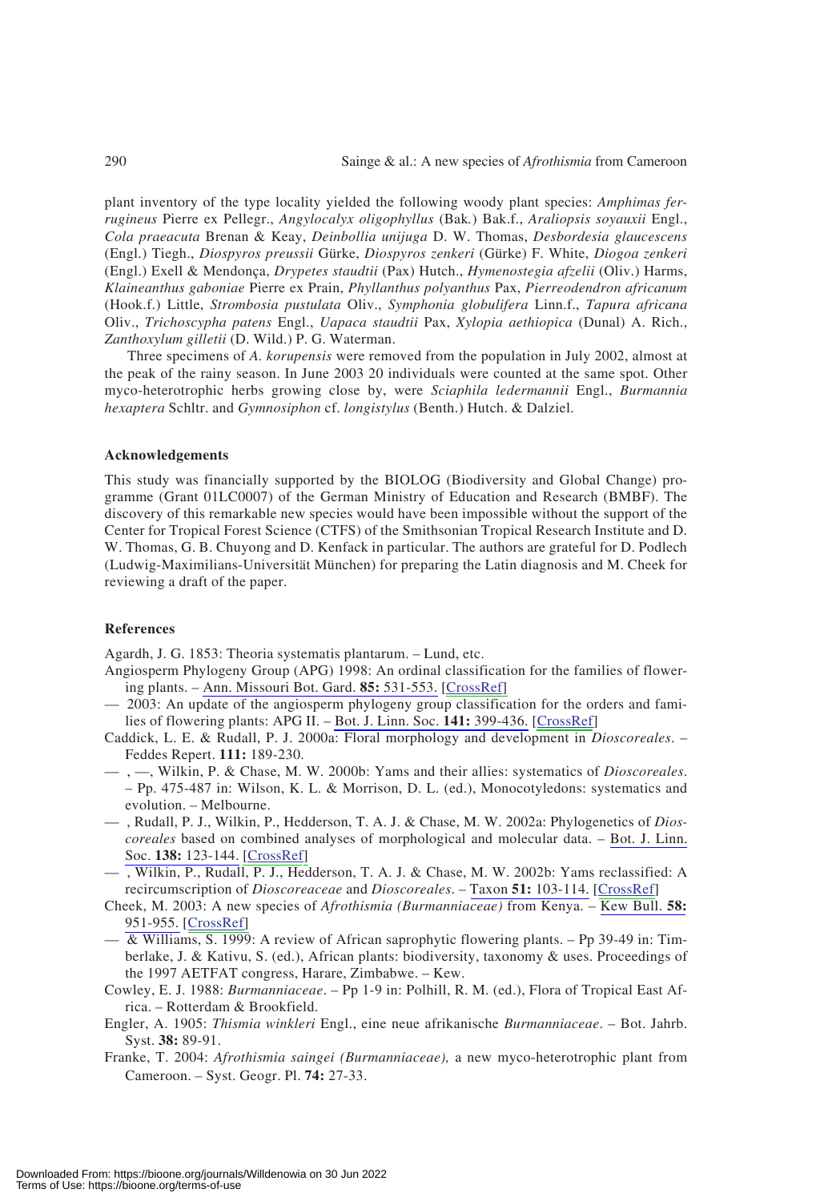plant inventory of the type locality yielded the following woody plant species: *Amphimas ferrugineus* Pierre ex Pellegr., *Angylocalyx oligophyllus* (Bak.) Bak.f., *Araliopsis soyauxii* Engl., *Cola praeacuta* Brenan & Keay, *Deinbollia unijuga* D. W. Thomas, *Desbordesia glaucescens* (Engl.) Tiegh., *Diospyros preussii* Gürke, *Diospyros zenkeri* (Gürke) F. White, *Diogoa zenkeri* (Engl.) Exell & Mendonça, *Drypetes staudtii* (Pax) Hutch., *Hymenostegia afzelii* (Oliv.) Harms, *Klaineanthus gaboniae* Pierre ex Prain, *Phyllanthus polyanthus* Pax, *Pierreodendron africanum* (Hook.f.) Little, *Strombosia pustulata* Oliv., *Symphonia globulifera* Linn.f., *Tapura africana* Oliv., *Trichoscypha patens* Engl., *Uapaca staudtii* Pax, *Xylopia aethiopica* (Dunal) A. Rich., *Zanthoxylum gilletii* (D. Wild.) P. G. Waterman.

Three specimens of *A. korupensis* were removed from the population in July 2002, almost at the peak of the rainy season. In June 2003 20 individuals were counted at the same spot. Other myco-heterotrophic herbs growing close by, were *Sciaphila ledermannii* Engl., *Burmannia hexaptera* Schltr. and *Gymnosiphon* cf. *longistylus* (Benth.) Hutch. & Dalziel.

### Acknowledgements

This study was financially supported by the BIOLOG (Biodiversity and Global Change) programme (Grant 01LC0007) of the German Ministry of Education and Research (BMBF). The discovery of this remarkable new species would have been impossible without the support of the Center for Tropical Forest Science (CTFS) of the Smithsonian Tropical Research Institute and D. W. Thomas, G. B. Chuyong and D. Kenfack in particular. The authors are grateful for D. Podlech (Ludwig-Maximilians-Universität München) for preparing the Latin diagnosis and M. Cheek for reviewing a draft of the paper.

### References

Agardh, J. G. 1853: Theoria systematis plantarum. – Lund, etc.

Angiosperm Phylogeny Group (APG) 1998: An ordinal classification for the families of flowering plants. – Ann. Missouri Bot. Gard. **85:** 531-553. [CrossRef]

— 2003: An update of the angiosperm phylogeny group classification for the orders and families of flowering plants: APG II. – Bot. J. Linn. Soc. **141:** 399-436. [CrossRef]

Caddick, L. E. & Rudall, P. J. 2000a: Floral morphology and development in *Dioscoreales*. – Feddes Repert. **111:** 189-230.

— , —, Wilkin, P. & Chase, M. W. 2000b: Yams and their allies: systematics of *Dioscoreales*. – Pp. 475-487 in: Wilson, K. L. & Morrison, D. L. (ed.), Monocotyledons: systematics and evolution. – Melbourne.

— , Rudall, P. J., Wilkin, P., Hedderson, T. A. J. & Chase, M. W. 2002a: Phylogenetics of *Dioscoreales* based on combined analyses of morphological and molecular data. – Bot. J. Linn. Soc. **138:** 123-144. [CrossRef]

— , Wilkin, P., Rudall, P. J., Hedderson, T. A. J. & Chase, M. W. 2002b: Yams reclassified: A recircumscription of *Dioscoreaceae* and *Dioscoreales*. – Taxon **51:** 103-114. [CrossRef]

Cheek, M. 2003: A new species of *Afrothismia (Burmanniaceae)* from Kenya. – Kew Bull. **58:** 951-955. [CrossRef]

— & Williams, S. 1999: A review of African saprophytic flowering plants. – Pp 39-49 in: Timberlake, J. & Kativu, S. (ed.), African plants: biodiversity, taxonomy & uses. Proceedings of the 1997 AETFAT congress, Harare, Zimbabwe. – Kew.

Cowley, E. J. 1988: *Burmanniaceae*. – Pp 1-9 in: Polhill, R. M. (ed.), Flora of Tropical East Africa. – Rotterdam & Brookfield.

Engler, A. 1905: *Thismia winkleri* Engl., eine neue afrikanische *Burmanniaceae*. – Bot. Jahrb. Syst. **38:** 89-91.

Franke, T. 2004: *Afrothismia saingei (Burmanniaceae),* a new myco-heterotrophic plant from Cameroon. – Syst. Geogr. Pl. **74:** 27-33.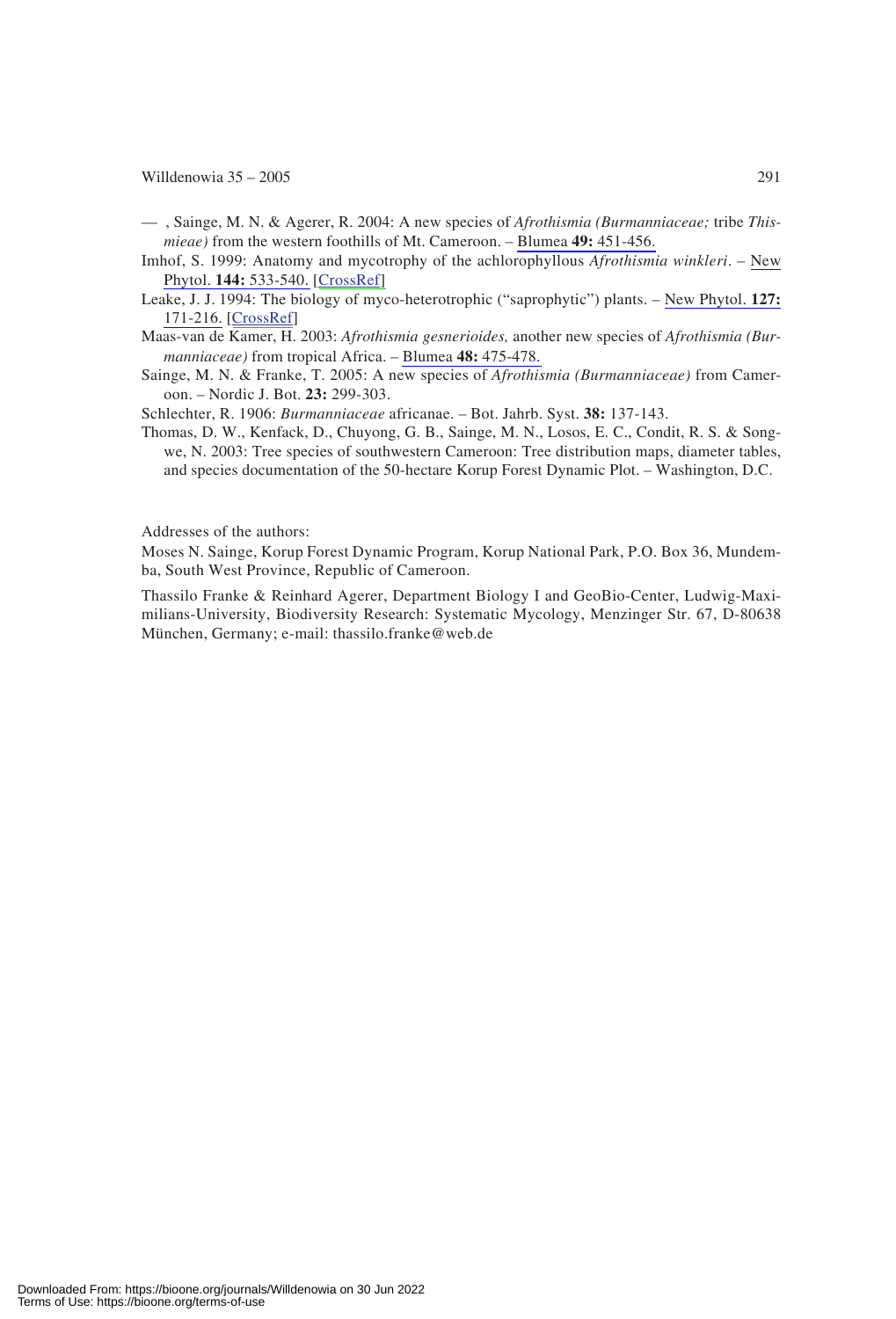— , Sainge, M. N. & Agerer, R. 2004: A new species of *Afrothismia (Burmanniaceae;* tribe *Thismieae)* from the western foothills of Mt. Cameroon. – Blumea **49:** 451-456.

Imhof, S. 1999: Anatomy and mycotrophy of the achlorophyllous *Afrothismia winkleri*. – New Phytol. **144:** 533-540. [CrossRef]

Leake, J. J. 1994: The biology of myco-heterotrophic ("saprophytic") plants. – New Phytol. **127:** 171-216. [CrossRef]

Maas-van de Kamer, H. 2003: *Afrothismia gesnerioides,* another new species of *Afrothismia (Burmanniaceae)* from tropical Africa. – Blumea **48:** 475-478.

Sainge, M. N. & Franke, T. 2005: A new species of *Afrothismia (Burmanniaceae)* from Cameroon. – Nordic J. Bot. **23:** 299-303.

Schlechter, R. 1906: *Burmanniaceae* africanae. – Bot. Jahrb. Syst. **38:** 137-143.

Thomas, D. W., Kenfack, D., Chuyong, G. B., Sainge, M. N., Losos, E. C., Condit, R. S. & Songwe, N. 2003: Tree species of southwestern Cameroon: Tree distribution maps, diameter tables, and species documentation of the 50-hectare Korup Forest Dynamic Plot. – Washington, D.C.

Addresses of the authors:

Moses N. Sainge, Korup Forest Dynamic Program, Korup National Park, P.O. Box 36, Mundemba, South West Province, Republic of Cameroon.

Thassilo Franke & Reinhard Agerer, Department Biology I and GeoBio-Center, Ludwig-Maximilians-University, Biodiversity Research: Systematic Mycology, Menzinger Str. 67, D-80638 München, Germany; e-mail: thassilo.franke@web.de